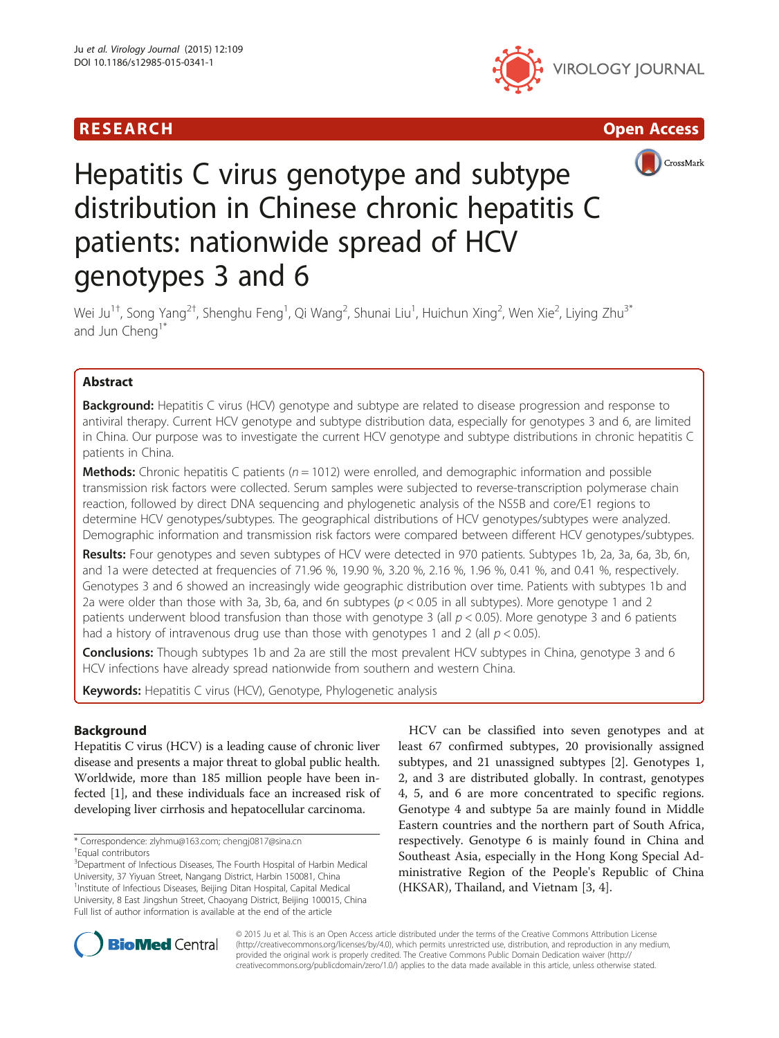RESEARCH Open Access

# Hepatitis C virus genotype and subtype distribution in Chinese chronic hepatitis C patients: nationwide spread of HCV genotypes 3 and 6

Wei Ju[1†], Song Yang[2†], Shenghu Feng[1], Qi Wang[2], Shunai Liu[1], Huichun Xing[2], Wen Xie[2], Liying Zhu[3*] and Jun Cheng[1*]

## Abstract

**Background:** Hepatitis C virus (HCV) genotype and subtype are related to disease progression and response to antiviral therapy. Current HCV genotype and subtype distribution data, especially for genotypes 3 and 6, are limited in China. Our purpose was to investigate the current HCV genotype and subtype distributions in chronic hepatitis C patients in China.

**Methods:** Chronic hepatitis C patients ($n = 1012$) were enrolled, and demographic information and possible transmission risk factors were collected. Serum samples were subjected to reverse-transcription polymerase chain reaction, followed by direct DNA sequencing and phylogenetic analysis of the NS5B and core/E1 regions to determine HCV genotypes/subtypes. The geographical distributions of HCV genotypes/subtypes were analyzed. Demographic information and transmission risk factors were compared between different HCV genotypes/subtypes.

**Results:** Four genotypes and seven subtypes of HCV were detected in 970 patients. Subtypes 1b, 2a, 3a, 6a, 3b, 6n, and 1a were detected at frequencies of 71.96 %, 19.90 %, 3.20 %, 2.16 %, 1.96 %, 0.41 %, and 0.41 %, respectively. Genotypes 3 and 6 showed an increasingly wide geographic distribution over time. Patients with subtypes 1b and 2a were older than those with 3a, 3b, 6a, and 6n subtypes ($p < 0.05$ in all subtypes). More genotype 1 and 2 patients underwent blood transfusion than those with genotype 3 (all $p < 0.05$). More genotype 3 and 6 patients had a history of intravenous drug use than those with genotypes 1 and 2 (all $p < 0.05$).

**Conclusions:** Though subtypes 1b and 2a are still the most prevalent HCV subtypes in China, genotype 3 and 6 HCV infections have already spread nationwide from southern and western China.

**Keywords:** Hepatitis C virus (HCV), Genotype, Phylogenetic analysis

## Background

Hepatitis C virus (HCV) is a leading cause of chronic liver disease and presents a major threat to global public health. Worldwide, more than 185 million people have been infected [1], and these individuals face an increased risk of developing liver cirrhosis and hepatocellular carcinoma.

HCV can be classified into seven genotypes and at least 67 confirmed subtypes, 20 provisionally assigned subtypes, and 21 unassigned subtypes [2]. Genotypes 1, 2, and 3 are distributed globally. In contrast, genotypes 4, 5, and 6 are more concentrated to specific regions. Genotype 4 and subtype 5a are mainly found in Middle Eastern countries and the northern part of South Africa, respectively. Genotype 6 is mainly found in China and Southeast Asia, especially in the Hong Kong Special Administrative Region of the People's Republic of China (HKSAR), Thailand, and Vietnam [3, 4].

\* Correspondence: zlyhmu@163.com; chengj0817@sina.cn
†Equal contributors
[3]Department of Infectious Diseases, The Fourth Hospital of Harbin Medical University, 37 Yiyuan Street, Nangang District, Harbin 150081, China
[1]Institute of Infectious Diseases, Beijing Ditan Hospital, Capital Medical University, 8 East Jingshun Street, Chaoyang District, Beijing 100015, China
Full list of author information is available at the end of the article

© 2015 Ju et al. This is an Open Access article distributed under the terms of the Creative Commons Attribution License (http://creativecommons.org/licenses/by/4.0), which permits unrestricted use, distribution, and reproduction in any medium, provided the original work is properly credited. The Creative Commons Public Domain Dedication waiver (http://creativecommons.org/publicdomain/zero/1.0/) applies to the data made available in this article, unless otherwise stated.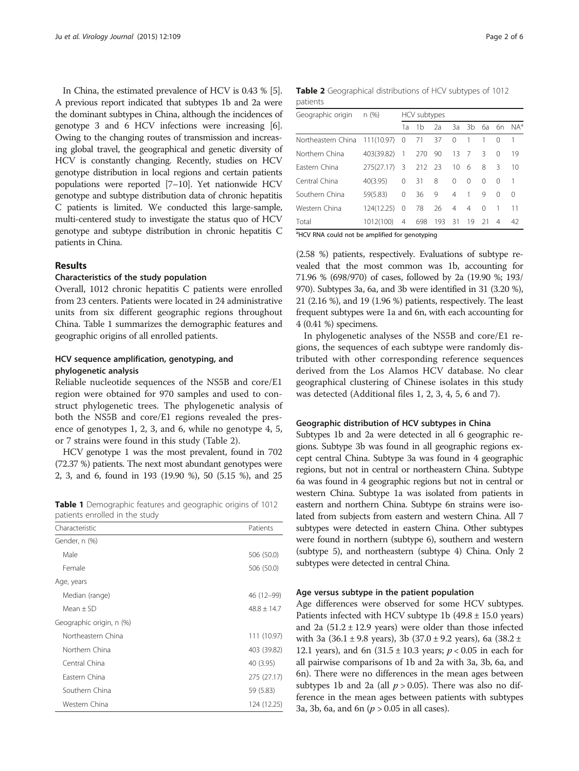In China, the estimated prevalence of HCV is 0.43 % [5]. A previous report indicated that subtypes 1b and 2a were the dominant subtypes in China, although the incidences of genotype 3 and 6 HCV infections were increasing [6]. Owing to the changing routes of transmission and increasing global travel, the geographical and genetic diversity of HCV is constantly changing. Recently, studies on HCV genotype distribution in local regions and certain patients populations were reported [7–10]. Yet nationwide HCV genotype and subtype distribution data of chronic hepatitis C patients is limited. We conducted this large-sample, multi-centered study to investigate the status quo of HCV genotype and subtype distribution in chronic hepatitis C patients in China.

## Results

### Characteristics of the study population

Overall, 1012 chronic hepatitis C patients were enrolled from 23 centers. Patients were located in 24 administrative units from six different geographic regions throughout China. Table 1 summarizes the demographic features and geographic origins of all enrolled patients.

**Table 1** Demographic features and geographic origins of 1012 patients enrolled in the study

| Characteristic | Patients |
|---|---|
| Gender, n (%) | |
| Male | 506 (50.0) |
| Female | 506 (50.0) |
| Age, years | |
| Median (range) | 46 (12–99) |
| Mean ± SD | 48.8 ± 14.7 |
| Geographic origin, n (%) | |
| Northeastern China | 111 (10.97) |
| Northern China | 403 (39.82) |
| Central China | 40 (3.95) |
| Eastern China | 275 (27.17) |
| Southern China | 59 (5.83) |
| Western China | 124 (12.25) |

### HCV sequence amplification, genotyping, and phylogenetic analysis

Reliable nucleotide sequences of the NS5B and core/E1 region were obtained for 970 samples and used to construct phylogenetic trees. The phylogenetic analysis of both the NS5B and core/E1 regions revealed the presence of genotypes 1, 2, 3, and 6, while no genotype 4, 5, or 7 strains were found in this study (Table 2).

HCV genotype 1 was the most prevalent, found in 702 (72.37 %) patients. The next most abundant genotypes were 2, 3, and 6, found in 193 (19.90 %), 50 (5.15 %), and 25 (2.58 %) patients, respectively. Evaluations of subtype revealed that the most common was 1b, accounting for 71.96 % (698/970) of cases, followed by 2a (19.90 %; 193/970). Subtypes 3a, 6a, and 3b were identified in 31 (3.20 %), 21 (2.16 %), and 19 (1.96 %) patients, respectively. The least frequent subtypes were 1a and 6n, with each accounting for 4 (0.41 %) specimens.

**Table 2** Geographical distributions of HCV subtypes of 1012 patients

| Geographic origin | n (%) | HCV subtypes | | | | | | | |
|---|---|---|---|---|---|---|---|---|---|
| | | 1a | 1b | 2a | 3a | 3b | 6a | 6n | NA[a] |
| Northeastern China | 111(10.97) | 0 | 71 | 37 | 0 | 1 | 1 | 0 | 1 |
| Northern China | 403(39.82) | 1 | 270 | 90 | 13 | 7 | 3 | 0 | 19 |
| Eastern China | 275(27.17) | 3 | 212 | 23 | 10 | 6 | 8 | 3 | 10 |
| Central China | 40(3.95) | 0 | 31 | 8 | 0 | 0 | 0 | 0 | 1 |
| Southern China | 59(5.83) | 0 | 36 | 9 | 4 | 1 | 9 | 0 | 0 |
| Western China | 124(12.25) | 0 | 78 | 26 | 4 | 4 | 0 | 1 | 11 |
| Total | 1012(100) | 4 | 698 | 193 | 31 | 19 | 21 | 4 | 42 |

[a]HCV RNA could not be amplified for genotyping

In phylogenetic analyses of the NS5B and core/E1 regions, the sequences of each subtype were randomly distributed with other corresponding reference sequences derived from the Los Alamos HCV database. No clear geographical clustering of Chinese isolates in this study was detected (Additional files 1, 2, 3, 4, 5, 6 and 7).

### Geographic distribution of HCV subtypes in China

Subtypes 1b and 2a were detected in all 6 geographic regions. Subtype 3b was found in all geographic regions except central China. Subtype 3a was found in 4 geographic regions, but not in central or northeastern China. Subtype 6a was found in 4 geographic regions but not in central or western China. Subtype 1a was isolated from patients in eastern and northern China. Subtype 6n strains were isolated from subjects from eastern and western China. All 7 subtypes were detected in eastern China. Other subtypes were found in northern (subtype 6), southern and western (subtype 5), and northeastern (subtype 4) China. Only 2 subtypes were detected in central China.

### Age versus subtype in the patient population

Age differences were observed for some HCV subtypes. Patients infected with HCV subtype 1b (49.8 ± 15.0 years) and 2a (51.2 ± 12.9 years) were older than those infected with 3a (36.1 ± 9.8 years), 3b (37.0 ± 9.2 years), 6a (38.2 ± 12.1 years), and 6n (31.5 ± 10.3 years; $p < 0.05$ in each for all pairwise comparisons of 1b and 2a with 3a, 3b, 6a, and 6n). There were no differences in the mean ages between subtypes 1b and 2a (all $p > 0.05$). There was also no difference in the mean ages between patients with subtypes 3a, 3b, 6a, and 6n ($p > 0.05$ in all cases).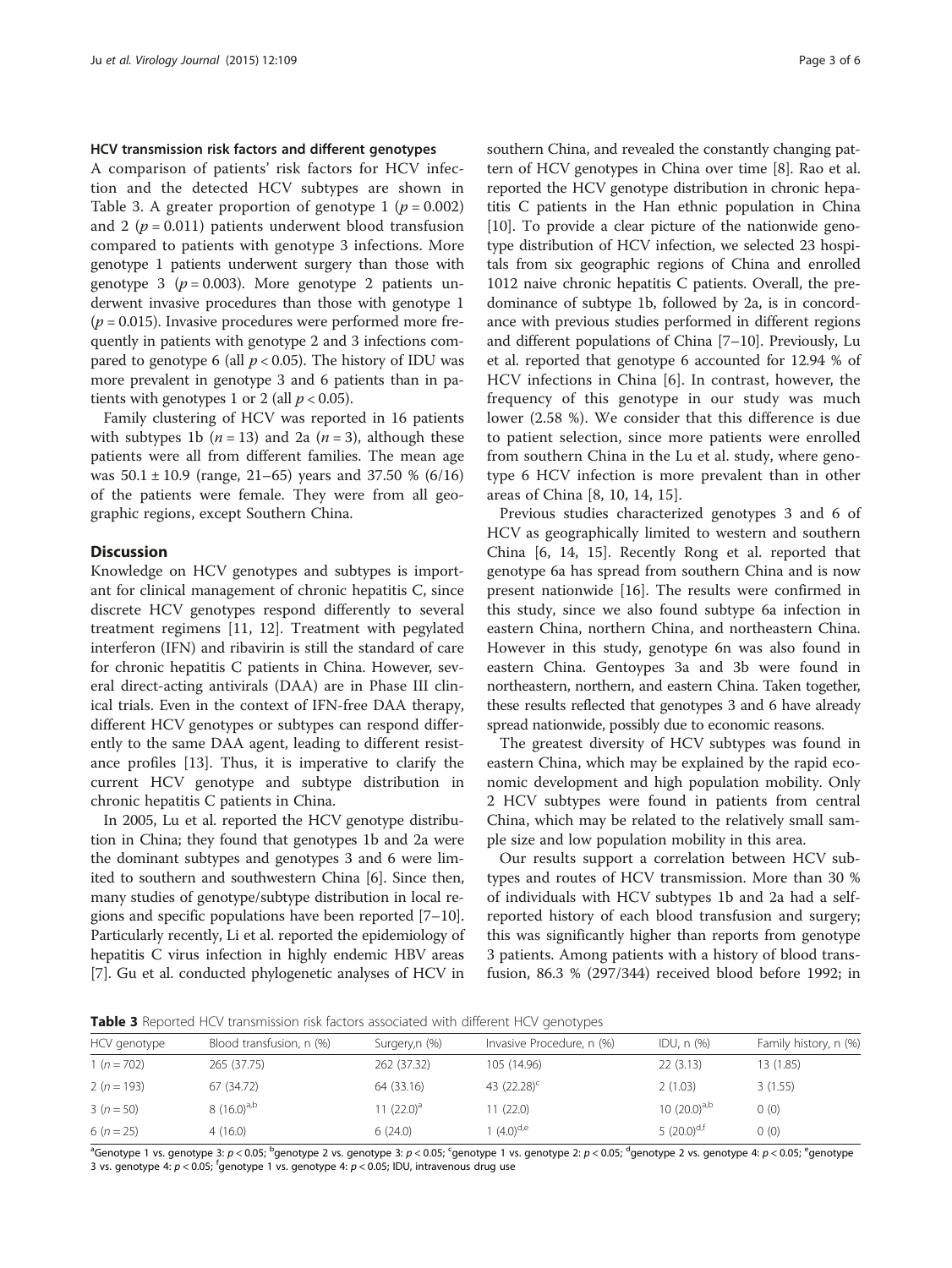### HCV transmission risk factors and different genotypes

A comparison of patients' risk factors for HCV infection and the detected HCV subtypes are shown in Table 3. A greater proportion of genotype 1 ($p = 0.002$) and 2 ($p = 0.011$) patients underwent blood transfusion compared to patients with genotype 3 infections. More genotype 1 patients underwent surgery than those with genotype 3 ($p = 0.003$). More genotype 2 patients underwent invasive procedures than those with genotype 1 ($p = 0.015$). Invasive procedures were performed more frequently in patients with genotype 2 and 3 infections compared to genotype 6 (all $p < 0.05$). The history of IDU was more prevalent in genotype 3 and 6 patients than in patients with genotypes 1 or 2 (all $p < 0.05$).

Family clustering of HCV was reported in 16 patients with subtypes 1b ($n = 13$) and 2a ($n = 3$), although these patients were all from different families. The mean age was $50.1 \pm 10.9$ (range, 21–65) years and 37.50 % (6/16) of the patients were female. They were from all geographic regions, except Southern China.

## Discussion

Knowledge on HCV genotypes and subtypes is important for clinical management of chronic hepatitis C, since discrete HCV genotypes respond differently to several treatment regimens [11, 12]. Treatment with pegylated interferon (IFN) and ribavirin is still the standard of care for chronic hepatitis C patients in China. However, several direct-acting antivirals (DAA) are in Phase III clinical trials. Even in the context of IFN-free DAA therapy, different HCV genotypes or subtypes can respond differently to the same DAA agent, leading to different resistance profiles [13]. Thus, it is imperative to clarify the current HCV genotype and subtype distribution in chronic hepatitis C patients in China.

In 2005, Lu et al. reported the HCV genotype distribution in China; they found that genotypes 1b and 2a were the dominant subtypes and genotypes 3 and 6 were limited to southern and southwestern China [6]. Since then, many studies of genotype/subtype distribution in local regions and specific populations have been reported [7–10]. Particularly recently, Li et al. reported the epidemiology of hepatitis C virus infection in highly endemic HBV areas [7]. Gu et al. conducted phylogenetic analyses of HCV in southern China, and revealed the constantly changing pattern of HCV genotypes in China over time [8]. Rao et al. reported the HCV genotype distribution in chronic hepatitis C patients in the Han ethnic population in China [10]. To provide a clear picture of the nationwide genotype distribution of HCV infection, we selected 23 hospitals from six geographic regions of China and enrolled 1012 naive chronic hepatitis C patients. Overall, the predominance of subtype 1b, followed by 2a, is in concordance with previous studies performed in different regions and different populations of China [7–10]. Previously, Lu et al. reported that genotype 6 accounted for 12.94 % of HCV infections in China [6]. In contrast, however, the frequency of this genotype in our study was much lower (2.58 %). We consider that this difference is due to patient selection, since more patients were enrolled from southern China in the Lu et al. study, where genotype 6 HCV infection is more prevalent than in other areas of China [8, 10, 14, 15].

Previous studies characterized genotypes 3 and 6 of HCV as geographically limited to western and southern China [6, 14, 15]. Recently Rong et al. reported that genotype 6a has spread from southern China and is now present nationwide [16]. The results were confirmed in this study, since we also found subtype 6a infection in eastern China, northern China, and northeastern China. However in this study, genotype 6n was also found in eastern China. Gentoypes 3a and 3b were found in northeastern, northern, and eastern China. Taken together, these results reflected that genotypes 3 and 6 have already spread nationwide, possibly due to economic reasons.

The greatest diversity of HCV subtypes was found in eastern China, which may be explained by the rapid economic development and high population mobility. Only 2 HCV subtypes were found in patients from central China, which may be related to the relatively small sample size and low population mobility in this area.

Our results support a correlation between HCV subtypes and routes of HCV transmission. More than 30 % of individuals with HCV subtypes 1b and 2a had a self-reported history of each blood transfusion and surgery; this was significantly higher than reports from genotype 3 patients. Among patients with a history of blood transfusion, 86.3 % (297/344) received blood before 1992; in

**Table 3** Reported HCV transmission risk factors associated with different HCV genotypes

| HCV genotype | Blood transfusion, n (%) | Surgery,n (%) | Invasive Procedure, n (%) | IDU, n (%) | Family history, n (%) |
|---|---|---|---|---|---|
| 1 (n = 702) | 265 (37.75) | 262 (37.32) | 105 (14.96) | 22 (3.13) | 13 (1.85) |
| 2 (n = 193) | 67 (34.72) | 64 (33.16) | 43 (22.28)[c] | 2 (1.03) | 3 (1.55) |
| 3 (n = 50) | 8 (16.0)[a,b] | 11 (22.0)[a] | 11 (22.0) | 10 (20.0)[a,b] | 0 (0) |
| 6 (n = 25) | 4 (16.0) | 6 (24.0) | 1 (4.0)[d,e] | 5 (20.0)[d,f] | 0 (0) |

[a]Genotype 1 vs. genotype 3: $p < 0.05$; [b]genotype 2 vs. genotype 3: $p < 0.05$; [c]genotype 1 vs. genotype 2: $p < 0.05$; [d]genotype 2 vs. genotype 4: $p < 0.05$; [e]genotype 3 vs. genotype 4: $p < 0.05$; [f]genotype 1 vs. genotype 4: $p < 0.05$; IDU, intravenous drug use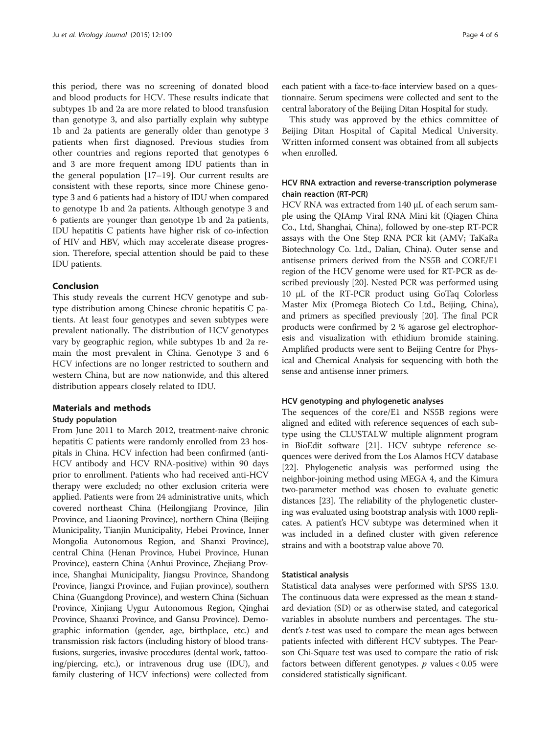this period, there was no screening of donated blood and blood products for HCV. These results indicate that subtypes 1b and 2a are more related to blood transfusion than genotype 3, and also partially explain why subtype 1b and 2a patients are generally older than genotype 3 patients when first diagnosed. Previous studies from other countries and regions reported that genotypes 6 and 3 are more frequent among IDU patients than in the general population [17–19]. Our current results are consistent with these reports, since more Chinese genotype 3 and 6 patients had a history of IDU when compared to genotype 1b and 2a patients. Although genotype 3 and 6 patients are younger than genotype 1b and 2a patients, IDU hepatitis C patients have higher risk of co-infection of HIV and HBV, which may accelerate disease progression. Therefore, special attention should be paid to these IDU patients.

## Conclusion

This study reveals the current HCV genotype and subtype distribution among Chinese chronic hepatitis C patients. At least four genotypes and seven subtypes were prevalent nationally. The distribution of HCV genotypes vary by geographic region, while subtypes 1b and 2a remain the most prevalent in China. Genotype 3 and 6 HCV infections are no longer restricted to southern and western China, but are now nationwide, and this altered distribution appears closely related to IDU.

## Materials and methods

### Study population

From June 2011 to March 2012, treatment-naive chronic hepatitis C patients were randomly enrolled from 23 hospitals in China. HCV infection had been confirmed (anti-HCV antibody and HCV RNA-positive) within 90 days prior to enrollment. Patients who had received anti-HCV therapy were excluded; no other exclusion criteria were applied. Patients were from 24 administrative units, which covered northeast China (Heilongjiang Province, Jilin Province, and Liaoning Province), northern China (Beijing Municipality, Tianjin Municipality, Hebei Province, Inner Mongolia Autonomous Region, and Shanxi Province), central China (Henan Province, Hubei Province, Hunan Province), eastern China (Anhui Province, Zhejiang Province, Shanghai Municipality, Jiangsu Province, Shandong Province, Jiangxi Province, and Fujian province), southern China (Guangdong Province), and western China (Sichuan Province, Xinjiang Uygur Autonomous Region, Qinghai Province, Shaanxi Province, and Gansu Province). Demographic information (gender, age, birthplace, etc.) and transmission risk factors (including history of blood transfusions, surgeries, invasive procedures (dental work, tattooing/piercing, etc.), or intravenous drug use (IDU), and family clustering of HCV infections) were collected from each patient with a face-to-face interview based on a questionnaire. Serum specimens were collected and sent to the central laboratory of the Beijing Ditan Hospital for study.

This study was approved by the ethics committee of Beijing Ditan Hospital of Capital Medical University. Written informed consent was obtained from all subjects when enrolled.

### HCV RNA extraction and reverse-transcription polymerase chain reaction (RT-PCR)

HCV RNA was extracted from 140 μL of each serum sample using the QIAmp Viral RNA Mini kit (Qiagen China Co., Ltd, Shanghai, China), followed by one-step RT-PCR assays with the One Step RNA PCR kit (AMV; TaKaRa Biotechnology Co. Ltd., Dalian, China). Outer sense and antisense primers derived from the NS5B and CORE/E1 region of the HCV genome were used for RT-PCR as described previously [20]. Nested PCR was performed using 10 μL of the RT-PCR product using GoTaq Colorless Master Mix (Promega Biotech Co Ltd., Beijing, China), and primers as specified previously [20]. The final PCR products were confirmed by 2 % agarose gel electrophoresis and visualization with ethidium bromide staining. Amplified products were sent to Beijing Centre for Physical and Chemical Analysis for sequencing with both the sense and antisense inner primers.

### HCV genotyping and phylogenetic analyses

The sequences of the core/E1 and NS5B regions were aligned and edited with reference sequences of each subtype using the CLUSTALW multiple alignment program in BioEdit software [21]. HCV subtype reference sequences were derived from the Los Alamos HCV database [22]. Phylogenetic analysis was performed using the neighbor-joining method using MEGA 4, and the Kimura two-parameter method was chosen to evaluate genetic distances [23]. The reliability of the phylogenetic clustering was evaluated using bootstrap analysis with 1000 replicates. A patient's HCV subtype was determined when it was included in a defined cluster with given reference strains and with a bootstrap value above 70.

### Statistical analysis

Statistical data analyses were performed with SPSS 13.0. The continuous data were expressed as the mean ± standard deviation (SD) or as otherwise stated, and categorical variables in absolute numbers and percentages. The student's *t*-test was used to compare the mean ages between patients infected with different HCV subtypes. The Pearson Chi-Square test was used to compare the ratio of risk factors between different genotypes. $p$ values $< 0.05$ were considered statistically significant.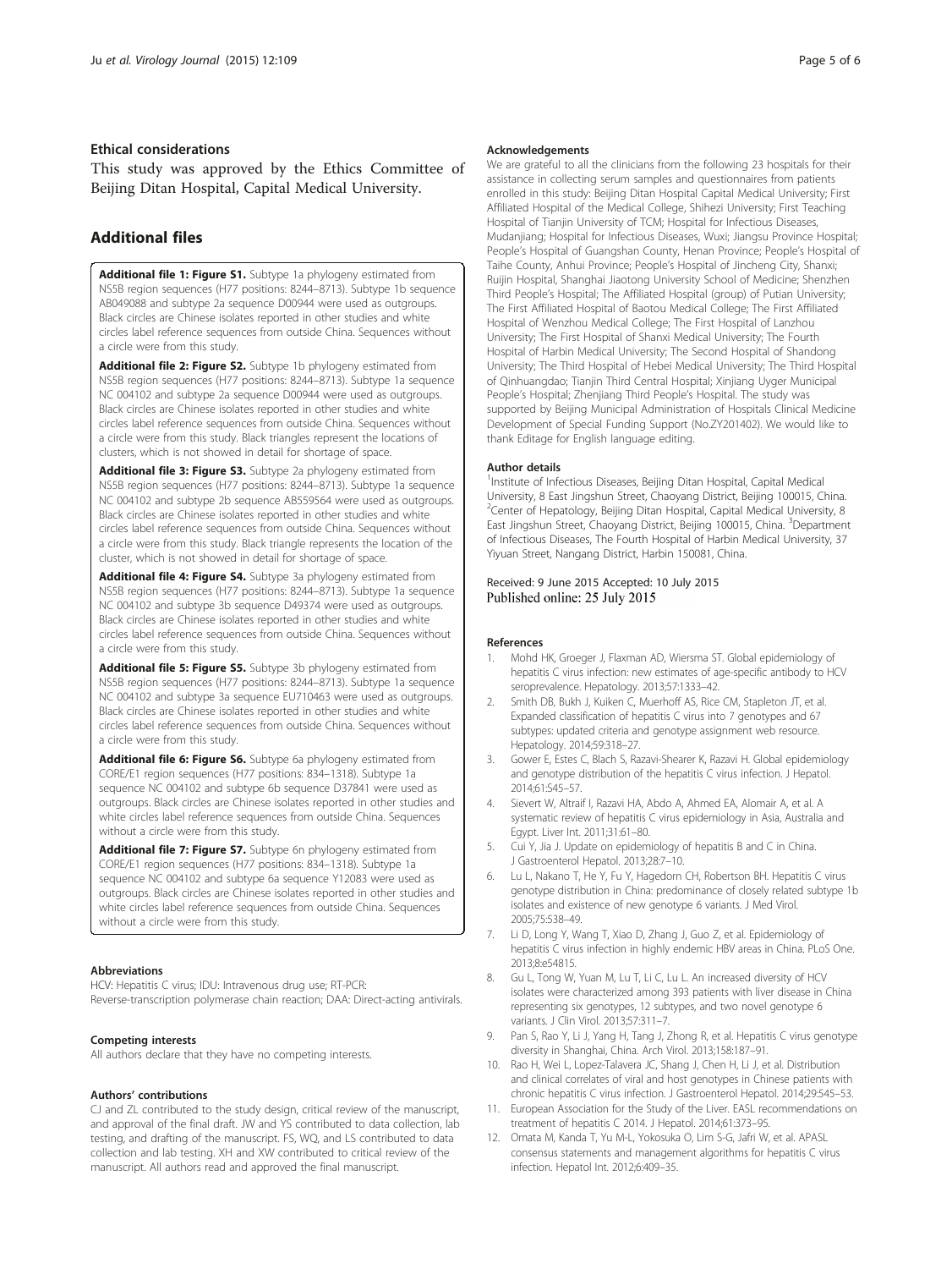## Ethical considerations

This study was approved by the Ethics Committee of Beijing Ditan Hospital, Capital Medical University.

## Additional files

**Additional file 1: Figure S1.** Subtype 1a phylogeny estimated from NS5B region sequences (H77 positions: 8244–8713). Subtype 1b sequence AB049088 and subtype 2a sequence D00944 were used as outgroups. Black circles are Chinese isolates reported in other studies and white circles label reference sequences from outside China. Sequences without a circle were from this study.

**Additional file 2: Figure S2.** Subtype 1b phylogeny estimated from NS5B region sequences (H77 positions: 8244–8713). Subtype 1a sequence NC 004102 and subtype 2a sequence D00944 were used as outgroups. Black circles are Chinese isolates reported in other studies and white circles label reference sequences from outside China. Sequences without a circle were from this study. Black triangles represent the locations of clusters, which is not showed in detail for shortage of space.

**Additional file 3: Figure S3.** Subtype 2a phylogeny estimated from NS5B region sequences (H77 positions: 8244–8713). Subtype 1a sequence NC 004102 and subtype 2b sequence AB559564 were used as outgroups. Black circles are Chinese isolates reported in other studies and white circles label reference sequences from outside China. Sequences without a circle were from this study. Black triangle represents the location of the cluster, which is not showed in detail for shortage of space.

**Additional file 4: Figure S4.** Subtype 3a phylogeny estimated from NS5B region sequences (H77 positions: 8244–8713). Subtype 1a sequence NC 004102 and subtype 3b sequence D49374 were used as outgroups. Black circles are Chinese isolates reported in other studies and white circles label reference sequences from outside China. Sequences without a circle were from this study.

**Additional file 5: Figure S5.** Subtype 3b phylogeny estimated from NS5B region sequences (H77 positions: 8244–8713). Subtype 1a sequence NC 004102 and subtype 3a sequence EU710463 were used as outgroups. Black circles are Chinese isolates reported in other studies and white circles label reference sequences from outside China. Sequences without a circle were from this study.

**Additional file 6: Figure S6.** Subtype 6a phylogeny estimated from CORE/E1 region sequences (H77 positions: 834–1318). Subtype 1a sequence NC 004102 and subtype 6b sequence D37841 were used as outgroups. Black circles are Chinese isolates reported in other studies and white circles label reference sequences from outside China. Sequences without a circle were from this study.

**Additional file 7: Figure S7.** Subtype 6n phylogeny estimated from CORE/E1 region sequences (H77 positions: 834–1318). Subtype 1a sequence NC 004102 and subtype 6a sequence Y12083 were used as outgroups. Black circles are Chinese isolates reported in other studies and white circles label reference sequences from outside China. Sequences without a circle were from this study.

#### Abbreviations

HCV: Hepatitis C virus; IDU: Intravenous drug use; RT-PCR: Reverse-transcription polymerase chain reaction; DAA: Direct-acting antivirals.

#### Competing interests

All authors declare that they have no competing interests.

#### Authors' contributions

CJ and ZL contributed to the study design, critical review of the manuscript, and approval of the final draft. JW and YS contributed to data collection, lab testing, and drafting of the manuscript. FS, WQ, and LS contributed to data collection and lab testing. XH and XW contributed to critical review of the manuscript. All authors read and approved the final manuscript.

#### Acknowledgements

We are grateful to all the clinicians from the following 23 hospitals for their assistance in collecting serum samples and questionnaires from patients enrolled in this study: Beijing Ditan Hospital Capital Medical University; First Affiliated Hospital of the Medical College, Shihezi University; First Teaching Hospital of Tianjin University of TCM; Hospital for Infectious Diseases, Mudanjiang; Hospital for Infectious Diseases, Wuxi; Jiangsu Province Hospital; People's Hospital of Guangshan County, Henan Province; People's Hospital of Taihe County, Anhui Province; People's Hospital of Jincheng City, Shanxi; Ruijin Hospital, Shanghai Jiaotong University School of Medicine; Shenzhen Third People's Hospital; The Affiliated Hospital (group) of Putian University; The First Affiliated Hospital of Baotou Medical College; The First Affiliated Hospital of Wenzhou Medical College; The First Hospital of Lanzhou University; The First Hospital of Shanxi Medical University; The Fourth Hospital of Harbin Medical University; The Second Hospital of Shandong University; The Third Hospital of Hebei Medical University; The Third Hospital of Qinhuangdao; Tianjin Third Central Hospital; Xinjiang Uyger Municipal People's Hospital; Zhenjiang Third People's Hospital. The study was supported by Beijing Municipal Administration of Hospitals Clinical Medicine Development of Special Funding Support (No.ZY201402). We would like to thank Editage for English language editing.

#### Author details

[1]Institute of Infectious Diseases, Beijing Ditan Hospital, Capital Medical University, 8 East Jingshun Street, Chaoyang District, Beijing 100015, China. [2]Center of Hepatology, Beijing Ditan Hospital, Capital Medical University, 8 East Jingshun Street, Chaoyang District, Beijing 100015, China. [3]Department of Infectious Diseases, The Fourth Hospital of Harbin Medical University, 37 Yiyuan Street, Nangang District, Harbin 150081, China.

Received: 9 June 2015 Accepted: 10 July 2015
Published online: 25 July 2015

#### References

1. Mohd HK, Groeger J, Flaxman AD, Wiersma ST. Global epidemiology of hepatitis C virus infection: new estimates of age-specific antibody to HCV seroprevalence. Hepatology. 2013;57:1333–42.
2. Smith DB, Bukh J, Kuiken C, Muerhoff AS, Rice CM, Stapleton JT, et al. Expanded classification of hepatitis C virus into 7 genotypes and 67 subtypes: updated criteria and genotype assignment web resource. Hepatology. 2014;59:318–27.
3. Gower E, Estes C, Blach S, Razavi-Shearer K, Razavi H. Global epidemiology and genotype distribution of the hepatitis C virus infection. J Hepatol. 2014;61:S45–57.
4. Sievert W, Altraif I, Razavi HA, Abdo A, Ahmed EA, Alomair A, et al. A systematic review of hepatitis C virus epidemiology in Asia, Australia and Egypt. Liver Int. 2011;31:61–80.
5. Cui Y, Jia J. Update on epidemiology of hepatitis B and C in China. J Gastroenterol Hepatol. 2013;28:7–10.
6. Lu L, Nakano T, He Y, Fu Y, Hagedorn CH, Robertson BH. Hepatitis C virus genotype distribution in China: predominance of closely related subtype 1b isolates and existence of new genotype 6 variants. J Med Virol. 2005;75:538–49.
7. Li D, Long Y, Wang T, Xiao D, Zhang J, Guo Z, et al. Epidemiology of hepatitis C virus infection in highly endemic HBV areas in China. PLoS One. 2013;8:e54815.
8. Gu L, Tong W, Yuan M, Lu T, Li C, Lu L. An increased diversity of HCV isolates were characterized among 393 patients with liver disease in China representing six genotypes, 12 subtypes, and two novel genotype 6 variants. J Clin Virol. 2013;57:311–7.
9. Pan S, Rao Y, Li J, Yang H, Tang J, Zhong R, et al. Hepatitis C virus genotype diversity in Shanghai, China. Arch Virol. 2013;158:187–91.
10. Rao H, Wei L, Lopez-Talavera JC, Shang J, Chen H, Li J, et al. Distribution and clinical correlates of viral and host genotypes in Chinese patients with chronic hepatitis C virus infection. J Gastroenterol Hepatol. 2014;29:545–53.
11. European Association for the Study of the Liver. EASL recommendations on treatment of hepatitis C 2014. J Hepatol. 2014;61:373–95.
12. Omata M, Kanda T, Yu M-L, Yokosuka O, Lim S-G, Jafri W, et al. APASL consensus statements and management algorithms for hepatitis C virus infection. Hepatol Int. 2012;6:409–35.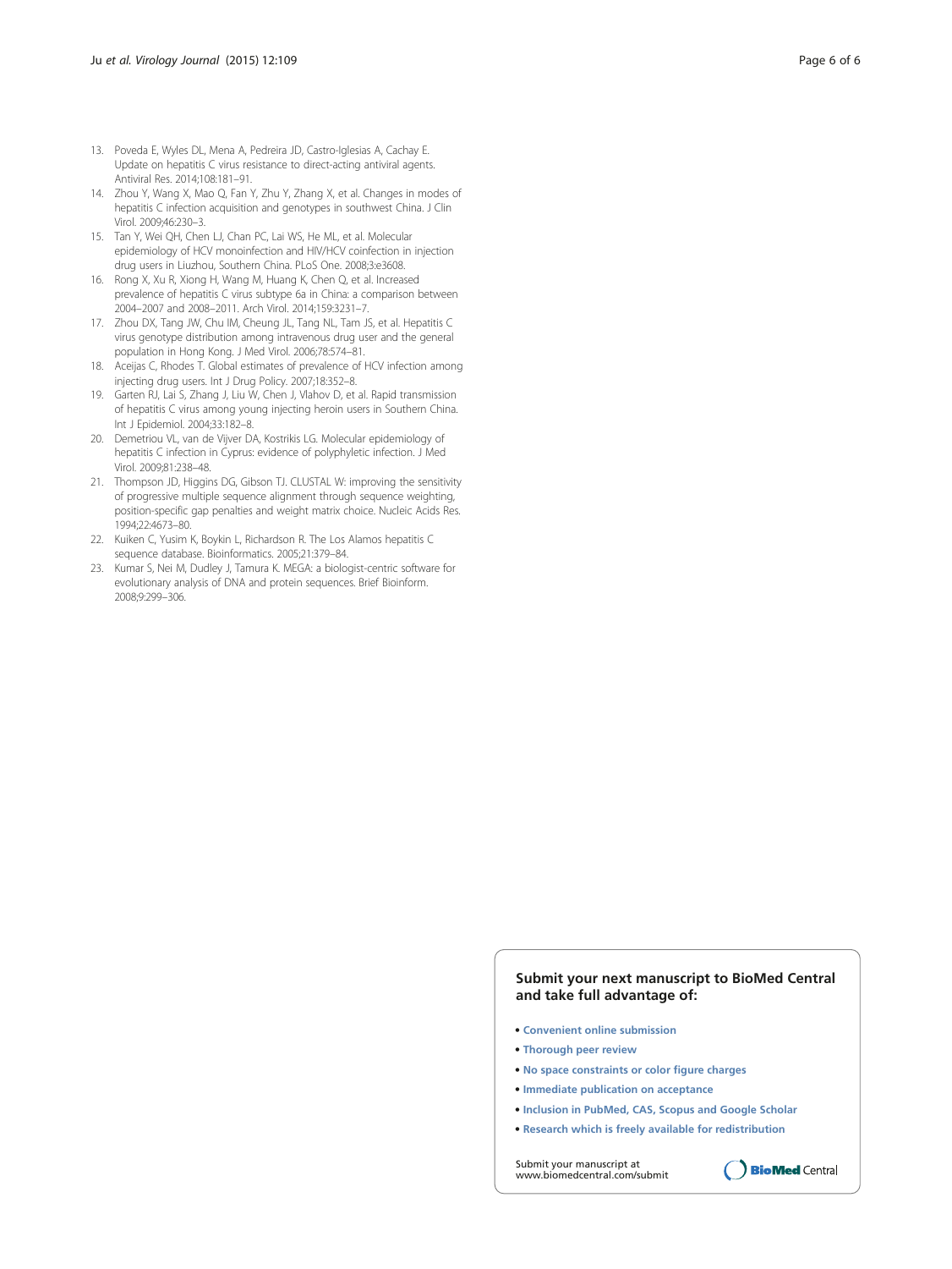13. Poveda E, Wyles DL, Mena A, Pedreira JD, Castro-Iglesias A, Cachay E. Update on hepatitis C virus resistance to direct-acting antiviral agents. Antiviral Res. 2014;108:181–91.
14. Zhou Y, Wang X, Mao Q, Fan Y, Zhu Y, Zhang X, et al. Changes in modes of hepatitis C infection acquisition and genotypes in southwest China. J Clin Virol. 2009;46:230–3.
15. Tan Y, Wei QH, Chen LJ, Chan PC, Lai WS, He ML, et al. Molecular epidemiology of HCV monoinfection and HIV/HCV coinfection in injection drug users in Liuzhou, Southern China. PLoS One. 2008;3:e3608.
16. Rong X, Xu R, Xiong H, Wang M, Huang K, Chen Q, et al. Increased prevalence of hepatitis C virus subtype 6a in China: a comparison between 2004–2007 and 2008–2011. Arch Virol. 2014;159:3231–7.
17. Zhou DX, Tang JW, Chu IM, Cheung JL, Tang NL, Tam JS, et al. Hepatitis C virus genotype distribution among intravenous drug user and the general population in Hong Kong. J Med Virol. 2006;78:574–81.
18. Aceijas C, Rhodes T. Global estimates of prevalence of HCV infection among injecting drug users. Int J Drug Policy. 2007;18:352–8.
19. Garten RJ, Lai S, Zhang J, Liu W, Chen J, Vlahov D, et al. Rapid transmission of hepatitis C virus among young injecting heroin users in Southern China. Int J Epidemiol. 2004;33:182–8.
20. Demetriou VL, van de Vijver DA, Kostrikis LG. Molecular epidemiology of hepatitis C infection in Cyprus: evidence of polyphyletic infection. J Med Virol. 2009;81:238–48.
21. Thompson JD, Higgins DG, Gibson TJ. CLUSTAL W: improving the sensitivity of progressive multiple sequence alignment through sequence weighting, position-specific gap penalties and weight matrix choice. Nucleic Acids Res. 1994;22:4673–80.
22. Kuiken C, Yusim K, Boykin L, Richardson R. The Los Alamos hepatitis C sequence database. Bioinformatics. 2005;21:379–84.
23. Kumar S, Nei M, Dudley J, Tamura K. MEGA: a biologist-centric software for evolutionary analysis of DNA and protein sequences. Brief Bioinform. 2008;9:299–306.

**Submit your next manuscript to BioMed Central and take full advantage of:**

- **Convenient online submission**
- **Thorough peer review**
- **No space constraints or color figure charges**
- **Immediate publication on acceptance**
- **Inclusion in PubMed, CAS, Scopus and Google Scholar**
- **Research which is freely available for redistribution**

Submit your manuscript at
www.biomedcentral.com/submit

BioMed Central